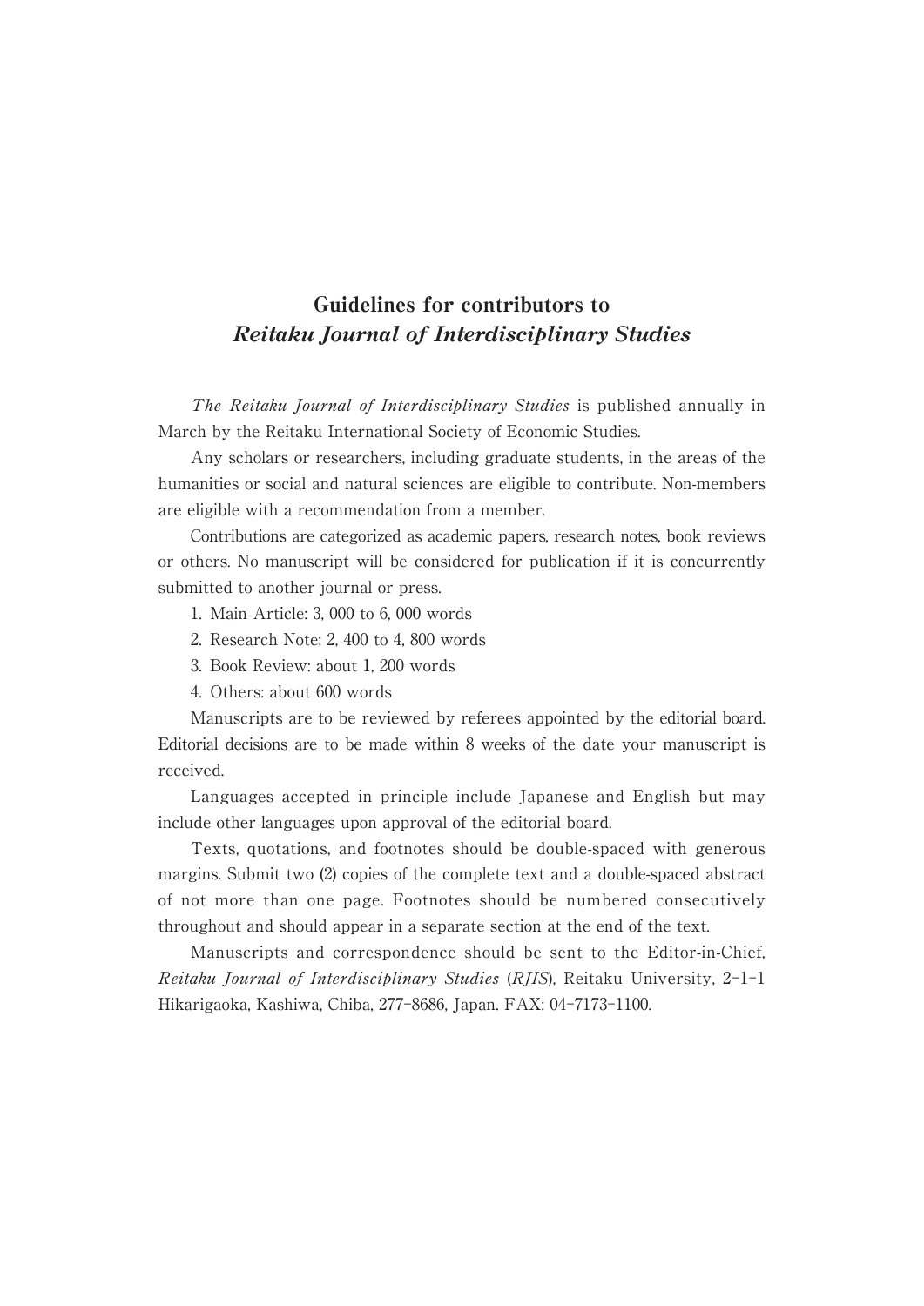# Guidelines for contributors to *Reitaku Journal of Interdisciplinary Studies*

*The Reitaku Journal of Interdisciplinary Studies* is published annually in March by the Reitaku International Society of Economic Studies.

Any scholars or researchers, including graduate students, in the areas of the humanities or social and natural sciences are eligible to contribute. Non-members are eligible with a recommendation from a member.

Contributions are categorized as academic papers, research notes, book reviews or others. No manuscript will be considered for publication if it is concurrently submitted to another journal or press.

1. Main Article: 3, 000 to 6, 000 words
2. Research Note: 2, 400 to 4, 800 words
3. Book Review: about 1, 200 words
4. Others: about 600 words

Manuscripts are to be reviewed by referees appointed by the editorial board. Editorial decisions are to be made within 8 weeks of the date your manuscript is received.

Languages accepted in principle include Japanese and English but may include other languages upon approval of the editorial board.

Texts, quotations, and footnotes should be double-spaced with generous margins. Submit two (2) copies of the complete text and a double-spaced abstract of not more than one page. Footnotes should be numbered consecutively throughout and should appear in a separate section at the end of the text.

Manuscripts and correspondence should be sent to the Editor-in-Chief, *Reitaku Journal of Interdisciplinary Studies* (*RJIS*), Reitaku University, 2-1-1 Hikarigaoka, Kashiwa, Chiba, 277-8686, Japan. FAX: 04-7173-1100.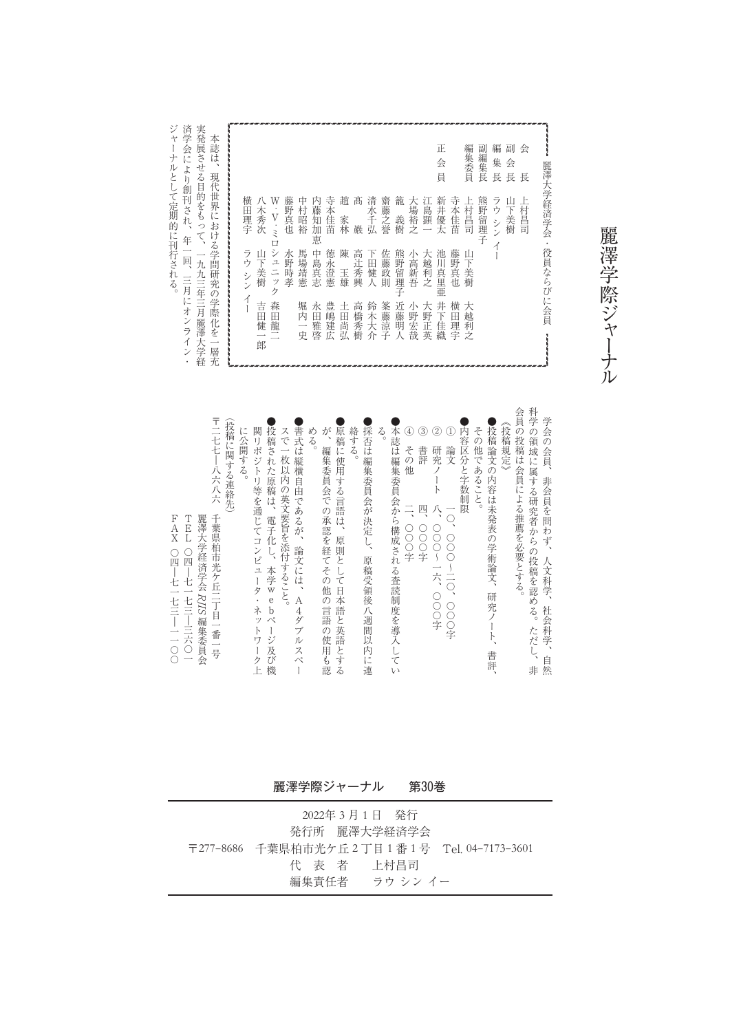# 麗澤学際ジャーナル

## 麗澤大学経済学会・役員ならびに会員

会長　上村昌司
副会長　山下美樹
編集長　ラウ シン イー
副編集長　熊野留理子
編集委員　上村昌司　山下美樹　大越利之
　　　　　寺本佳苗　藤野真也　横田理宇

正会員
新井優太　池川真里亜　井下佳織
江島顕一　大越利之　大野正英
大場裕之　小高新吾　小野宏哉
籠　義樹　熊野留理子　近藤明人
齋藤之誉　佐藤政則　筿藤涼子
清水千弘　下田健人　鈴木大介
高　巌　高辻秀興　高橋秀樹
趙　家林　陳　玉雄　土田尚弘
寺本佳苗　德永澄憲　豊嶋建広
内藤知加恵　中島真志　永田雅啓
中村昭裕　馬場靖憲　堀内一史
藤野真也　水野時孝
W.V.ミロシュニック　森田龍二
八木秀次　山下美樹　吉田健一郎
横田理宇　ラウ シン イー

本誌は、現代世界における学問研究の学際化を一層充実発展させる目的をもって、一九九三年三月麗澤大学経済学会により創刊され、年一回、三月にオンライン・ジャーナルとして定期的に刊行される。

学会の会員、非会員を問わず、人文科学、社会科学、自然科学の領域に属する研究者からの投稿を認める。ただし、非会員の投稿は会員による推薦を必要とする。

《投稿規定》

●投稿論文の内容は未発表の学術論文、研究ノート、書評、その他であること。

●内容区分と字数制限
① 論文　一〇、〇〇〇〜二〇、〇〇〇字
② 研究ノート　八、〇〇〇〜一六、〇〇〇字
③ 書評　四、〇〇〇字
④ その他　二、〇〇〇字

●本誌は編集委員会から構成される査読制度を導入している。

●採否は編集委員会が決定し、原稿受領後八週間以内に連絡する。

●原稿に使用する言語は、原則として日本語と英語とするが、編集委員会での承認を経てその他の言語の使用も認める。

●書式は縦横自由であるが、論文には、A4ダブルスペースで一枚以内の英文要旨を添付すること。

●投稿された原稿は、電子化し、本学webページ及び機関リポジトリ等を通じてコンピュータ・ネットワーク上に公開する。

（投稿に関する連絡先）
〒二七七—八六八六　千葉県柏市光ケ丘二丁目一番一号
麗澤大学経済学会 *RJIS* 編集委員会
TEL 〇四—七一七三—三六〇一
FAX 〇四—七一七三—一一〇〇

---

麗澤学際ジャーナル　　第30巻

2022年 3 月 1 日　発行
発行所　麗澤大学経済学会
〒277-8686　千葉県柏市光ケ丘 2 丁目 1 番 1 号　Tel. 04-7173-3601
代 表 者　　上村昌司
編集責任者　　ラウ シン イー